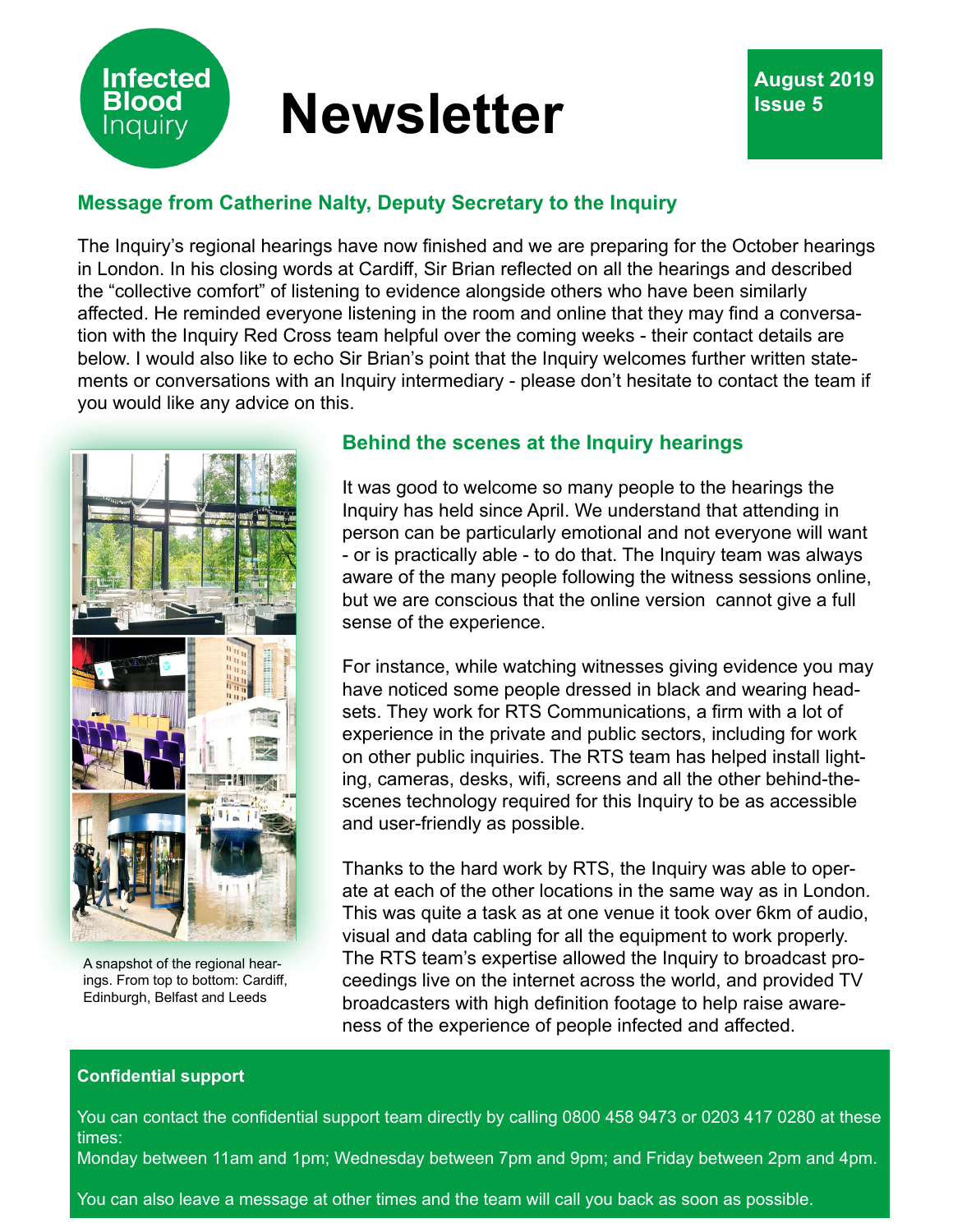Infected Blood Inquiry

# Newsletter

**August 2019**
**Issue 5**

## Message from Catherine Nalty, Deputy Secretary to the Inquiry

The Inquiry's regional hearings have now finished and we are preparing for the October hearings in London. In his closing words at Cardiff, Sir Brian reflected on all the hearings and described the "collective comfort" of listening to evidence alongside others who have been similarly affected. He reminded everyone listening in the room and online that they may find a conversation with the Inquiry Red Cross team helpful over the coming weeks - their contact details are below. I would also like to echo Sir Brian's point that the Inquiry welcomes further written statements or conversations with an Inquiry intermediary - please don't hesitate to contact the team if you would like any advice on this.

A snapshot of the regional hearings. From top to bottom: Cardiff, Edinburgh, Belfast and Leeds

## Behind the scenes at the Inquiry hearings

It was good to welcome so many people to the hearings the Inquiry has held since April. We understand that attending in person can be particularly emotional and not everyone will want - or is practically able - to do that. The Inquiry team was always aware of the many people following the witness sessions online, but we are conscious that the online version cannot give a full sense of the experience.

For instance, while watching witnesses giving evidence you may have noticed some people dressed in black and wearing headsets. They work for RTS Communications, a firm with a lot of experience in the private and public sectors, including for work on other public inquiries. The RTS team has helped install lighting, cameras, desks, wifi, screens and all the other behind-the-scenes technology required for this Inquiry to be as accessible and user-friendly as possible.

Thanks to the hard work by RTS, the Inquiry was able to operate at each of the other locations in the same way as in London. This was quite a task as at one venue it took over 6km of audio, visual and data cabling for all the equipment to work properly. The RTS team's expertise allowed the Inquiry to broadcast proceedings live on the internet across the world, and provided TV broadcasters with high definition footage to help raise awareness of the experience of people infected and affected.

**Confidential support**

You can contact the confidential support team directly by calling 0800 458 9473 or 0203 417 0280 at these times:
Monday between 11am and 1pm; Wednesday between 7pm and 9pm; and Friday between 2pm and 4pm.

You can also leave a message at other times and the team will call you back as soon as possible.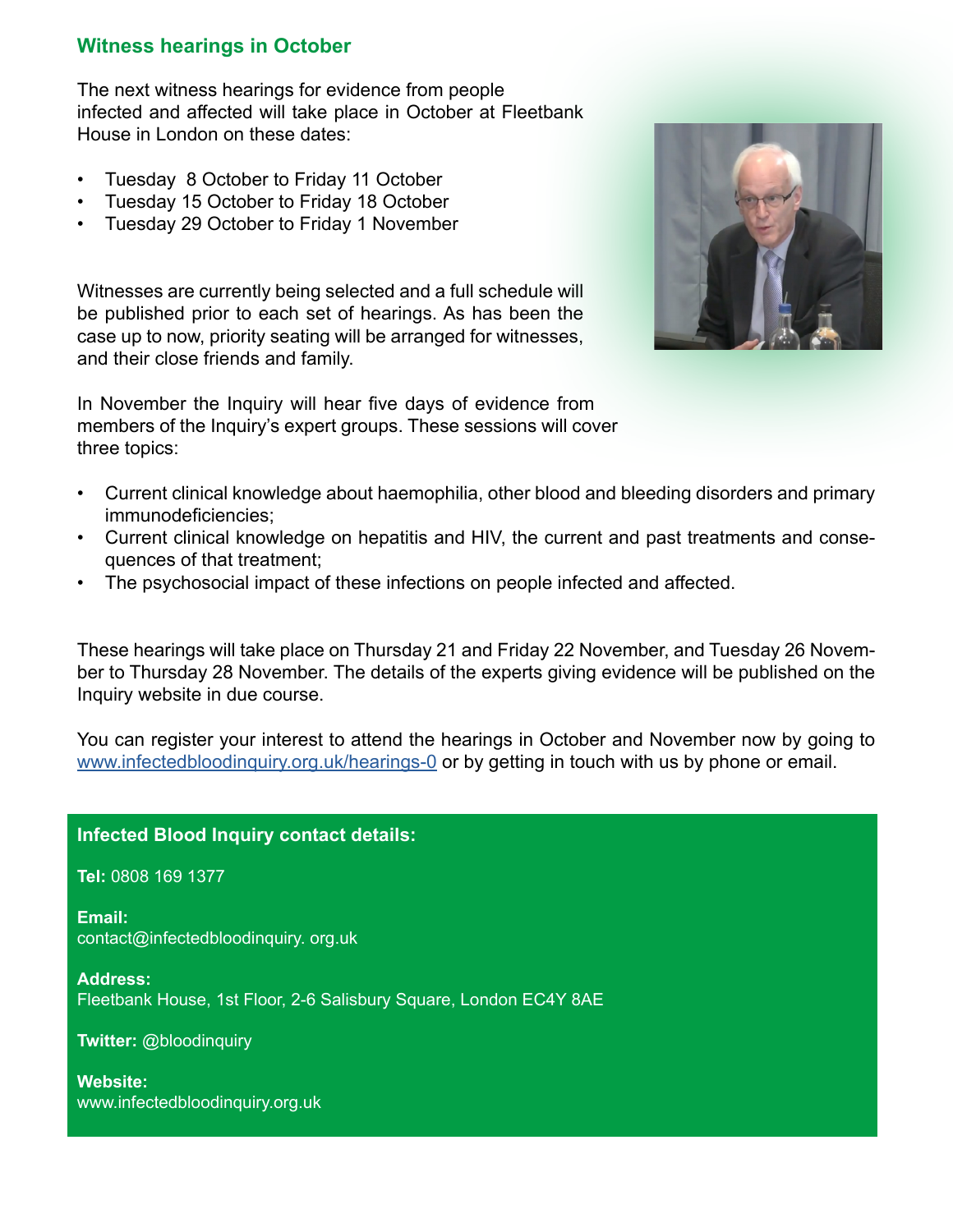## Witness hearings in October

The next witness hearings for evidence from people infected and affected will take place in October at Fleetbank House in London on these dates:

- Tuesday 8 October to Friday 11 October
- Tuesday 15 October to Friday 18 October
- Tuesday 29 October to Friday 1 November

Witnesses are currently being selected and a full schedule will be published prior to each set of hearings. As has been the case up to now, priority seating will be arranged for witnesses, and their close friends and family.

In November the Inquiry will hear five days of evidence from members of the Inquiry's expert groups. These sessions will cover three topics:

- Current clinical knowledge about haemophilia, other blood and bleeding disorders and primary immunodeficiencies;
- Current clinical knowledge on hepatitis and HIV, the current and past treatments and consequences of that treatment;
- The psychosocial impact of these infections on people infected and affected.

These hearings will take place on Thursday 21 and Friday 22 November, and Tuesday 26 November to Thursday 28 November. The details of the experts giving evidence will be published on the Inquiry website in due course.

You can register your interest to attend the hearings in October and November now by going to www.infectedbloodinquiry.org.uk/hearings-0 or by getting in touch with us by phone or email.

**Infected Blood Inquiry contact details:**

**Tel:** 0808 169 1377

**Email:**
contact@infectedbloodinquiry. org.uk

**Address:**
Fleetbank House, 1st Floor, 2-6 Salisbury Square, London EC4Y 8AE

**Twitter:** @bloodinquiry

**Website:**
www.infectedbloodinquiry.org.uk